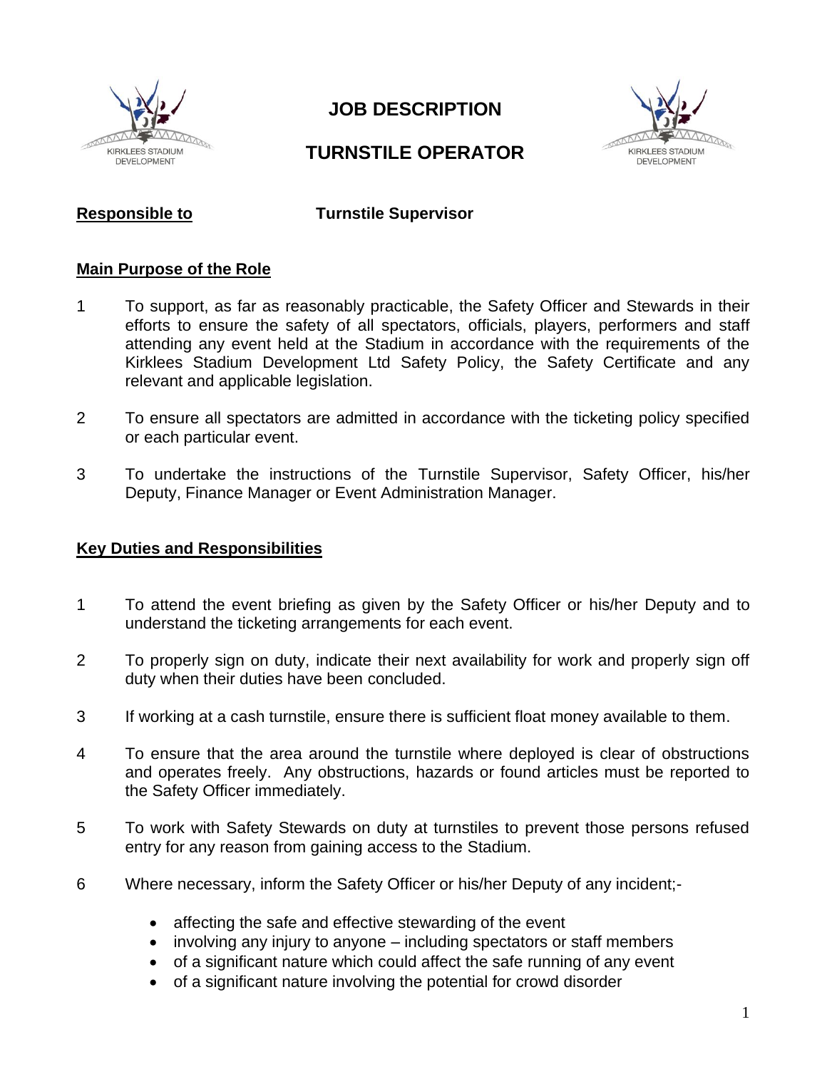# JOB DESCRIPTION

# TURNSTILE OPERATOR

**Responsible to** **Turnstile Supervisor**

## Main Purpose of the Role

1. To support, as far as reasonably practicable, the Safety Officer and Stewards in their efforts to ensure the safety of all spectators, officials, players, performers and staff attending any event held at the Stadium in accordance with the requirements of the Kirklees Stadium Development Ltd Safety Policy, the Safety Certificate and any relevant and applicable legislation.

2. To ensure all spectators are admitted in accordance with the ticketing policy specified or each particular event.

3. To undertake the instructions of the Turnstile Supervisor, Safety Officer, his/her Deputy, Finance Manager or Event Administration Manager.

## Key Duties and Responsibilities

1. To attend the event briefing as given by the Safety Officer or his/her Deputy and to understand the ticketing arrangements for each event.

2. To properly sign on duty, indicate their next availability for work and properly sign off duty when their duties have been concluded.

3. If working at a cash turnstile, ensure there is sufficient float money available to them.

4. To ensure that the area around the turnstile where deployed is clear of obstructions and operates freely. Any obstructions, hazards or found articles must be reported to the Safety Officer immediately.

5. To work with Safety Stewards on duty at turnstiles to prevent those persons refused entry for any reason from gaining access to the Stadium.

6. Where necessary, inform the Safety Officer or his/her Deputy of any incident;-
   - affecting the safe and effective stewarding of the event
   - involving any injury to anyone – including spectators or staff members
   - of a significant nature which could affect the safe running of any event
   - of a significant nature involving the potential for crowd disorder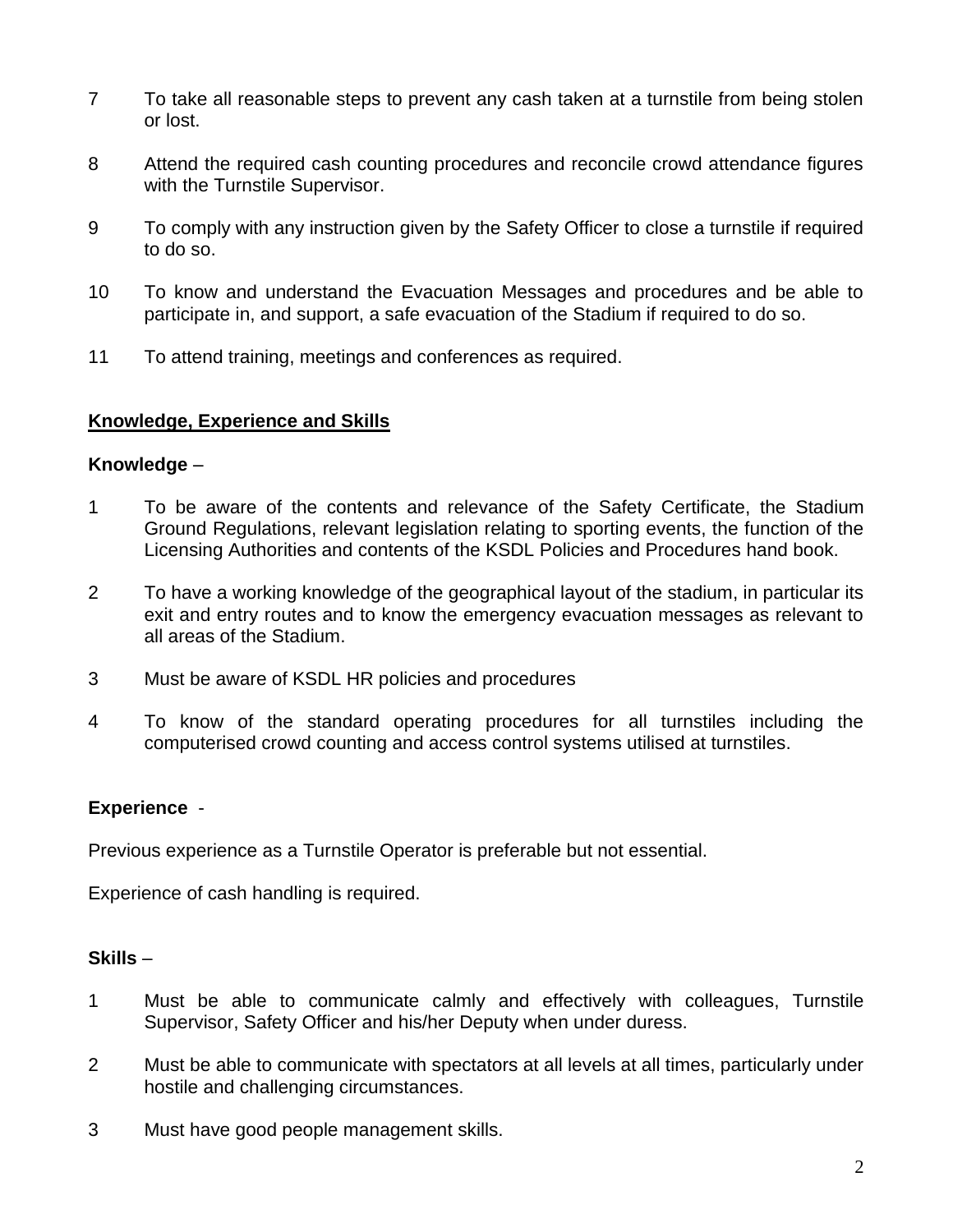7. To take all reasonable steps to prevent any cash taken at a turnstile from being stolen or lost.

8. Attend the required cash counting procedures and reconcile crowd attendance figures with the Turnstile Supervisor.

9. To comply with any instruction given by the Safety Officer to close a turnstile if required to do so.

10. To know and understand the Evacuation Messages and procedures and be able to participate in, and support, a safe evacuation of the Stadium if required to do so.

11. To attend training, meetings and conferences as required.

**<u>Knowledge, Experience and Skills</u>**

**Knowledge** –

1. To be aware of the contents and relevance of the Safety Certificate, the Stadium Ground Regulations, relevant legislation relating to sporting events, the function of the Licensing Authorities and contents of the KSDL Policies and Procedures hand book.

2. To have a working knowledge of the geographical layout of the stadium, in particular its exit and entry routes and to know the emergency evacuation messages as relevant to all areas of the Stadium.

3. Must be aware of KSDL HR policies and procedures

4. To know of the standard operating procedures for all turnstiles including the computerised crowd counting and access control systems utilised at turnstiles.

**Experience** -

Previous experience as a Turnstile Operator is preferable but not essential.

Experience of cash handling is required.

**Skills** –

1. Must be able to communicate calmly and effectively with colleagues, Turnstile Supervisor, Safety Officer and his/her Deputy when under duress.

2. Must be able to communicate with spectators at all levels at all times, particularly under hostile and challenging circumstances.

3. Must have good people management skills.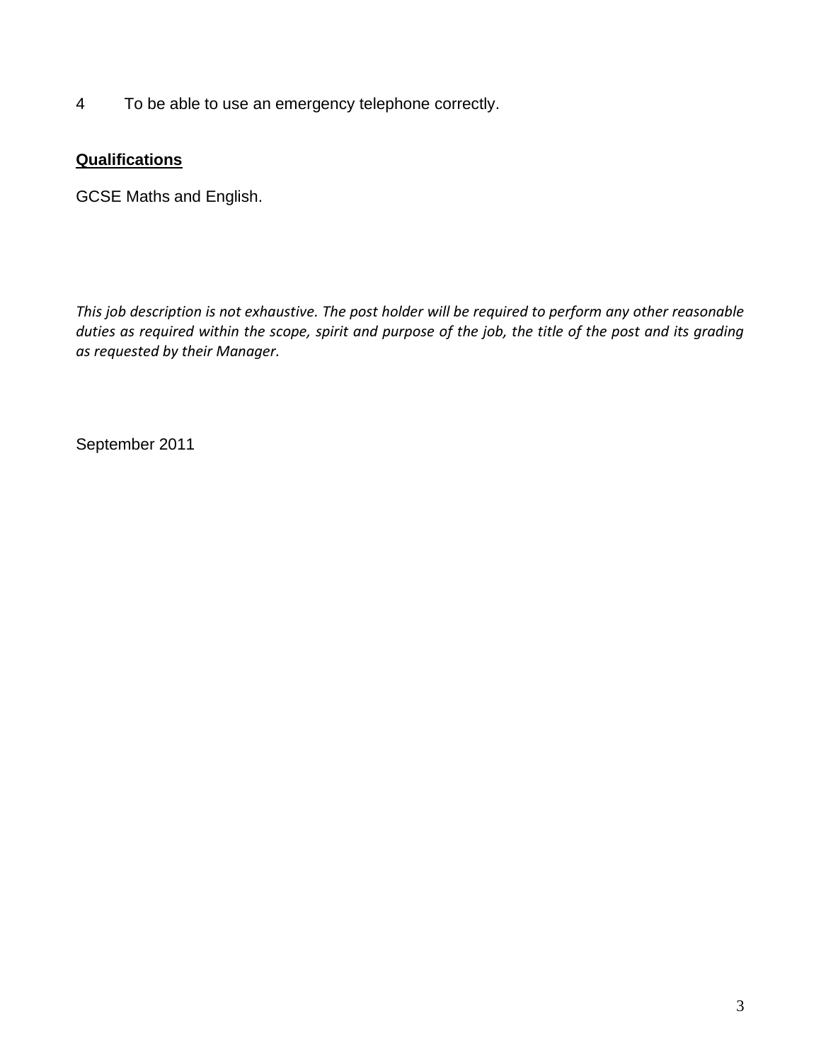4 To be able to use an emergency telephone correctly.

**Qualifications**

GCSE Maths and English.

*This job description is not exhaustive. The post holder will be required to perform any other reasonable duties as required within the scope, spirit and purpose of the job, the title of the post and its grading as requested by their Manager.*

September 2011